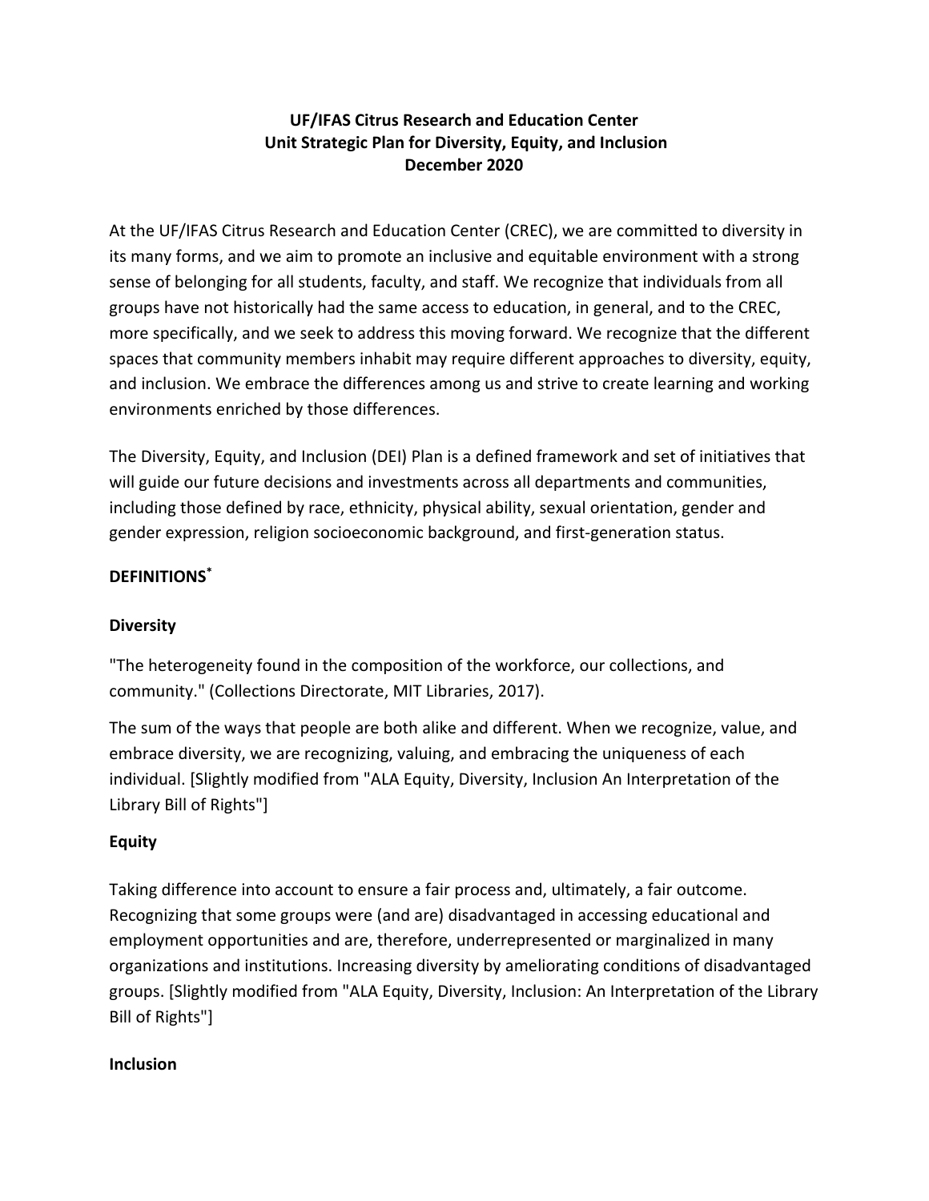**UF/IFAS Citrus Research and Education Center**
**Unit Strategic Plan for Diversity, Equity, and Inclusion**
**December 2020**

At the UF/IFAS Citrus Research and Education Center (CREC), we are committed to diversity in its many forms, and we aim to promote an inclusive and equitable environment with a strong sense of belonging for all students, faculty, and staff. We recognize that individuals from all groups have not historically had the same access to education, in general, and to the CREC, more specifically, and we seek to address this moving forward. We recognize that the different spaces that community members inhabit may require different approaches to diversity, equity, and inclusion. We embrace the differences among us and strive to create learning and working environments enriched by those differences.

The Diversity, Equity, and Inclusion (DEI) Plan is a defined framework and set of initiatives that will guide our future decisions and investments across all departments and communities, including those defined by race, ethnicity, physical ability, sexual orientation, gender and gender expression, religion socioeconomic background, and first-generation status.

## DEFINITIONS*

### Diversity

"The heterogeneity found in the composition of the workforce, our collections, and community." (Collections Directorate, MIT Libraries, 2017).

The sum of the ways that people are both alike and different. When we recognize, value, and embrace diversity, we are recognizing, valuing, and embracing the uniqueness of each individual. [Slightly modified from "ALA Equity, Diversity, Inclusion An Interpretation of the Library Bill of Rights"]

### Equity

Taking difference into account to ensure a fair process and, ultimately, a fair outcome. Recognizing that some groups were (and are) disadvantaged in accessing educational and employment opportunities and are, therefore, underrepresented or marginalized in many organizations and institutions. Increasing diversity by ameliorating conditions of disadvantaged groups. [Slightly modified from "ALA Equity, Diversity, Inclusion: An Interpretation of the Library Bill of Rights"]

### Inclusion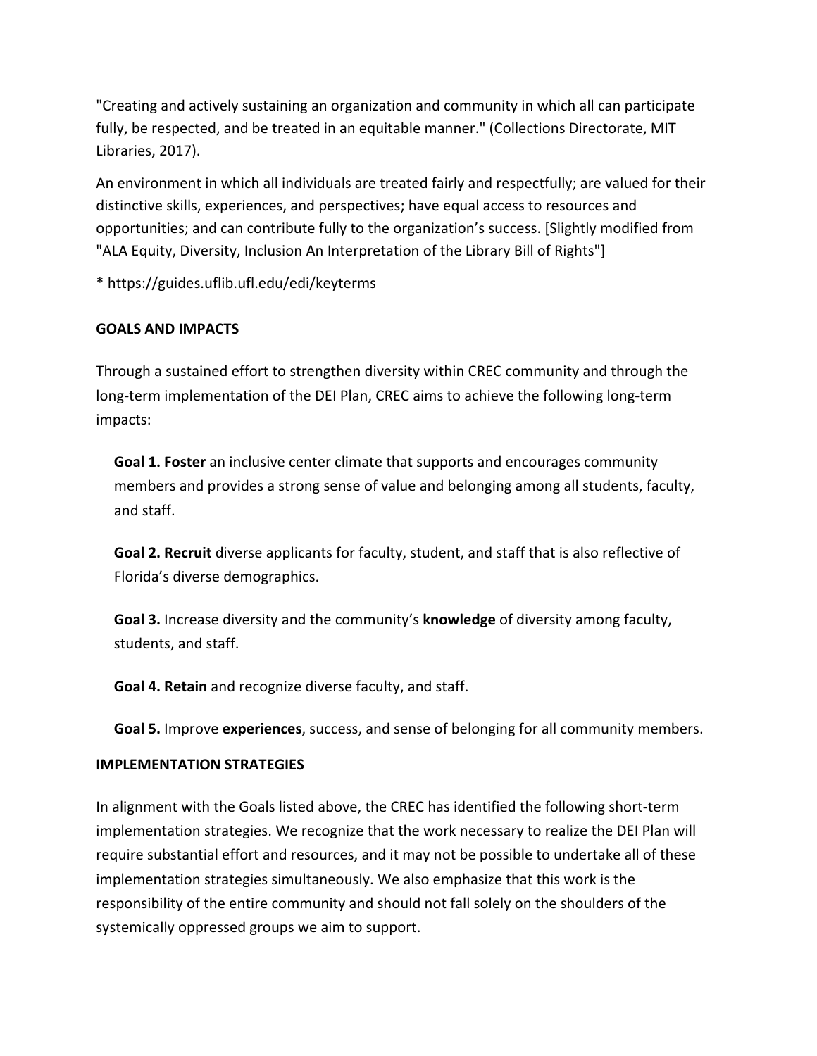"Creating and actively sustaining an organization and community in which all can participate fully, be respected, and be treated in an equitable manner." (Collections Directorate, MIT Libraries, 2017).

An environment in which all individuals are treated fairly and respectfully; are valued for their distinctive skills, experiences, and perspectives; have equal access to resources and opportunities; and can contribute fully to the organization's success. [Slightly modified from "ALA Equity, Diversity, Inclusion An Interpretation of the Library Bill of Rights"]

* https://guides.uflib.ufl.edu/edi/keyterms

**GOALS AND IMPACTS**

Through a sustained effort to strengthen diversity within CREC community and through the long-term implementation of the DEI Plan, CREC aims to achieve the following long-term impacts:

**Goal 1. Foster** an inclusive center climate that supports and encourages community members and provides a strong sense of value and belonging among all students, faculty, and staff.

**Goal 2. Recruit** diverse applicants for faculty, student, and staff that is also reflective of Florida's diverse demographics.

**Goal 3.** Increase diversity and the community's **knowledge** of diversity among faculty, students, and staff.

**Goal 4. Retain** and recognize diverse faculty, and staff.

**Goal 5.** Improve **experiences**, success, and sense of belonging for all community members.

**IMPLEMENTATION STRATEGIES**

In alignment with the Goals listed above, the CREC has identified the following short-term implementation strategies. We recognize that the work necessary to realize the DEI Plan will require substantial effort and resources, and it may not be possible to undertake all of these implementation strategies simultaneously. We also emphasize that this work is the responsibility of the entire community and should not fall solely on the shoulders of the systemically oppressed groups we aim to support.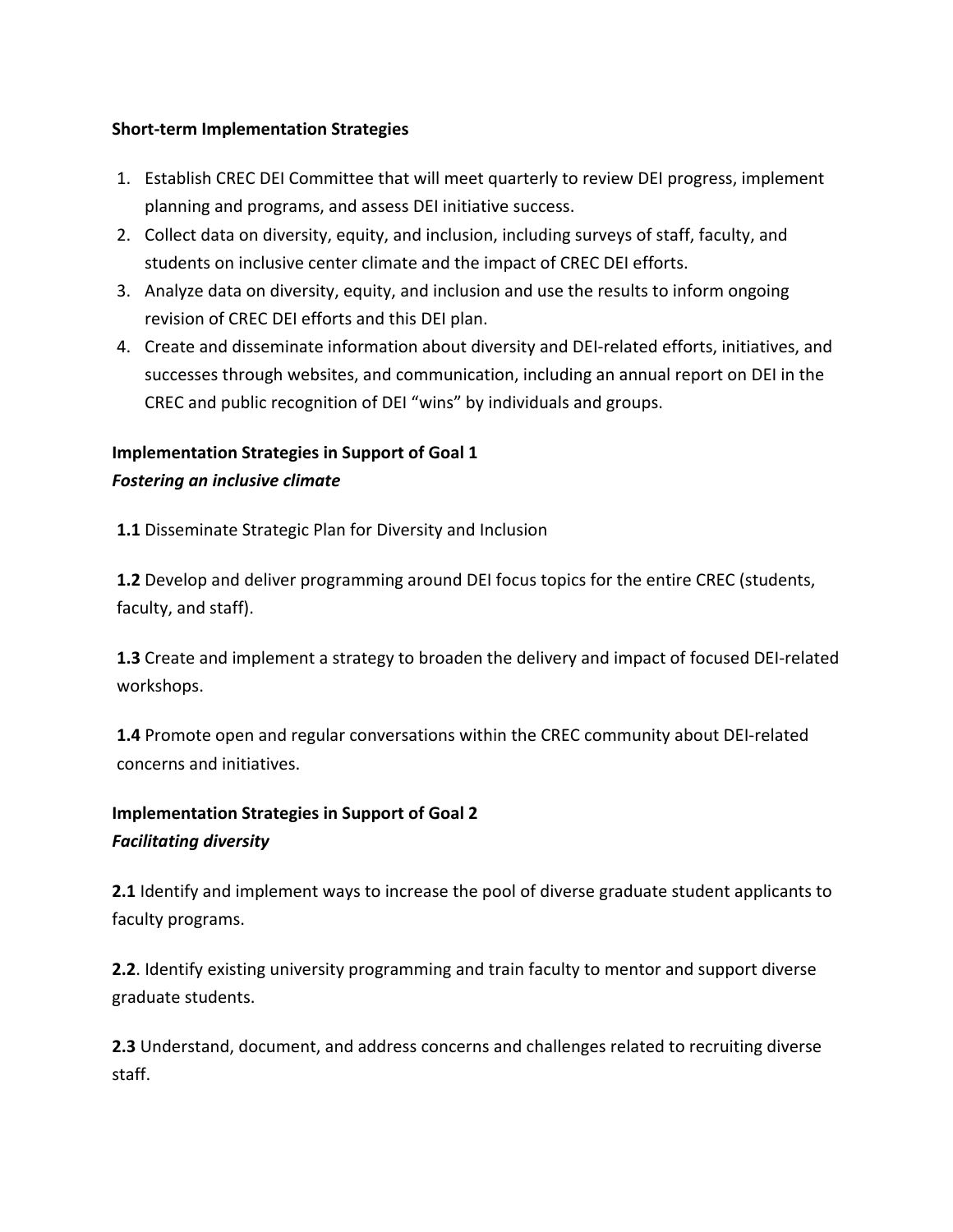**Short-term Implementation Strategies**

1. Establish CREC DEI Committee that will meet quarterly to review DEI progress, implement planning and programs, and assess DEI initiative success.
2. Collect data on diversity, equity, and inclusion, including surveys of staff, faculty, and students on inclusive center climate and the impact of CREC DEI efforts.
3. Analyze data on diversity, equity, and inclusion and use the results to inform ongoing revision of CREC DEI efforts and this DEI plan.
4. Create and disseminate information about diversity and DEI-related efforts, initiatives, and successes through websites, and communication, including an annual report on DEI in the CREC and public recognition of DEI "wins" by individuals and groups.

**Implementation Strategies in Support of Goal 1**
***Fostering an inclusive climate***

**1.1** Disseminate Strategic Plan for Diversity and Inclusion

**1.2** Develop and deliver programming around DEI focus topics for the entire CREC (students, faculty, and staff).

**1.3** Create and implement a strategy to broaden the delivery and impact of focused DEI-related workshops.

**1.4** Promote open and regular conversations within the CREC community about DEI-related concerns and initiatives.

**Implementation Strategies in Support of Goal 2**
***Facilitating diversity***

**2.1** Identify and implement ways to increase the pool of diverse graduate student applicants to faculty programs.

**2.2**. Identify existing university programming and train faculty to mentor and support diverse graduate students.

**2.3** Understand, document, and address concerns and challenges related to recruiting diverse staff.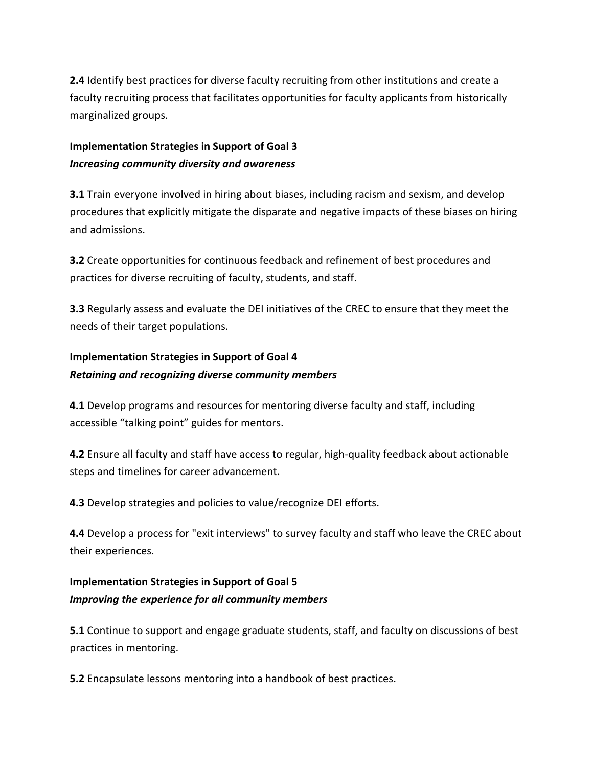**2.4** Identify best practices for diverse faculty recruiting from other institutions and create a faculty recruiting process that facilitates opportunities for faculty applicants from historically marginalized groups.

**Implementation Strategies in Support of Goal 3**
***Increasing community diversity and awareness***

**3.1** Train everyone involved in hiring about biases, including racism and sexism, and develop procedures that explicitly mitigate the disparate and negative impacts of these biases on hiring and admissions.

**3.2** Create opportunities for continuous feedback and refinement of best procedures and practices for diverse recruiting of faculty, students, and staff.

**3.3** Regularly assess and evaluate the DEI initiatives of the CREC to ensure that they meet the needs of their target populations.

**Implementation Strategies in Support of Goal 4**
***Retaining and recognizing diverse community members***

**4.1** Develop programs and resources for mentoring diverse faculty and staff, including accessible "talking point" guides for mentors.

**4.2** Ensure all faculty and staff have access to regular, high-quality feedback about actionable steps and timelines for career advancement.

**4.3** Develop strategies and policies to value/recognize DEI efforts.

**4.4** Develop a process for "exit interviews" to survey faculty and staff who leave the CREC about their experiences.

**Implementation Strategies in Support of Goal 5**
***Improving the experience for all community members***

**5.1** Continue to support and engage graduate students, staff, and faculty on discussions of best practices in mentoring.

**5.2** Encapsulate lessons mentoring into a handbook of best practices.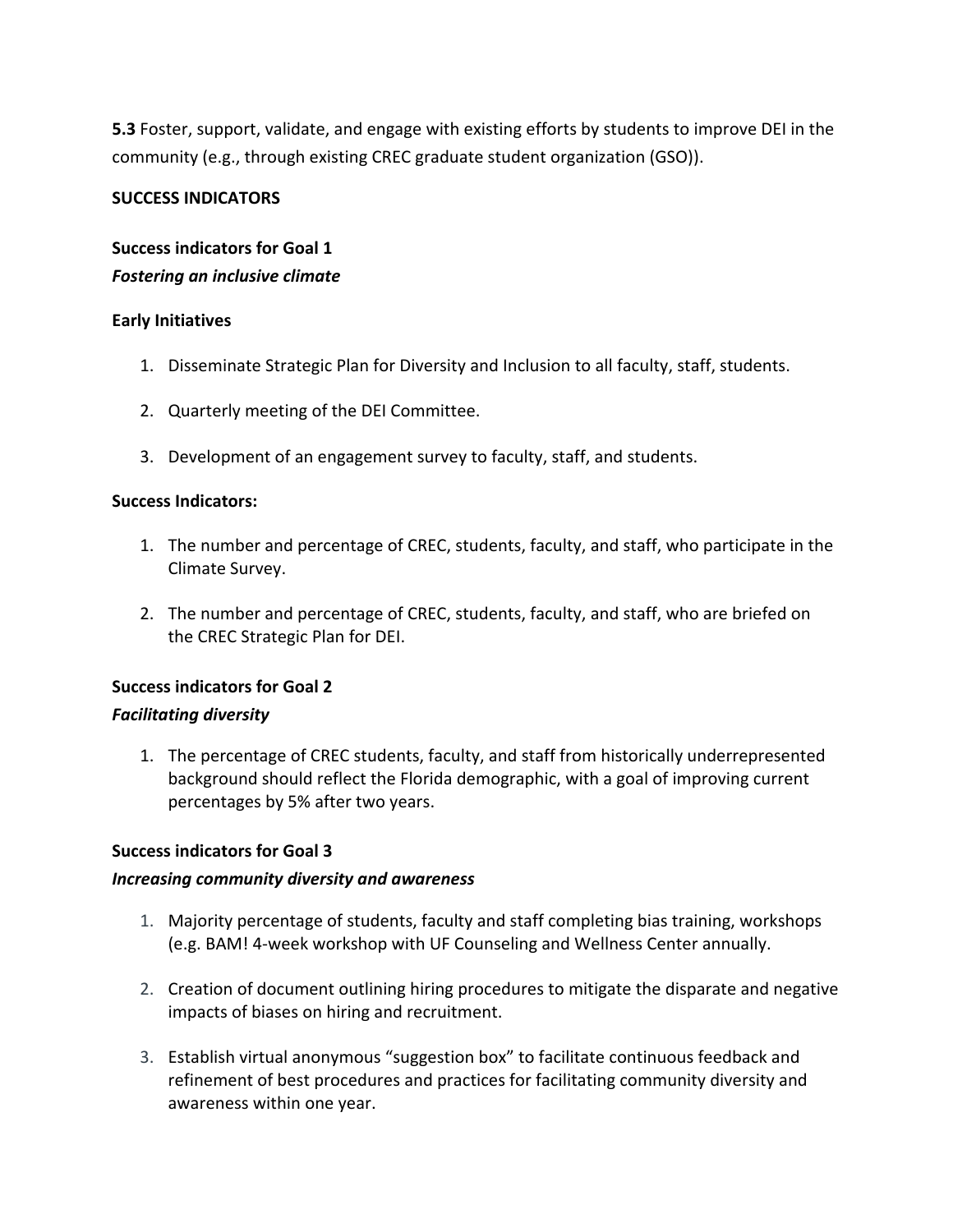**5.3** Foster, support, validate, and engage with existing efforts by students to improve DEI in the community (e.g., through existing CREC graduate student organization (GSO)).

**SUCCESS INDICATORS**

**Success indicators for Goal 1**
***Fostering an inclusive climate***

**Early Initiatives**

1. Disseminate Strategic Plan for Diversity and Inclusion to all faculty, staff, students.
2. Quarterly meeting of the DEI Committee.
3. Development of an engagement survey to faculty, staff, and students.

**Success Indicators:**

1. The number and percentage of CREC, students, faculty, and staff, who participate in the Climate Survey.
2. The number and percentage of CREC, students, faculty, and staff, who are briefed on the CREC Strategic Plan for DEI.

**Success indicators for Goal 2**
***Facilitating diversity***

1. The percentage of CREC students, faculty, and staff from historically underrepresented background should reflect the Florida demographic, with a goal of improving current percentages by 5% after two years.

**Success indicators for Goal 3**
***Increasing community diversity and awareness***

1. Majority percentage of students, faculty and staff completing bias training, workshops (e.g. BAM! 4-week workshop with UF Counseling and Wellness Center annually.
2. Creation of document outlining hiring procedures to mitigate the disparate and negative impacts of biases on hiring and recruitment.
3. Establish virtual anonymous "suggestion box" to facilitate continuous feedback and refinement of best procedures and practices for facilitating community diversity and awareness within one year.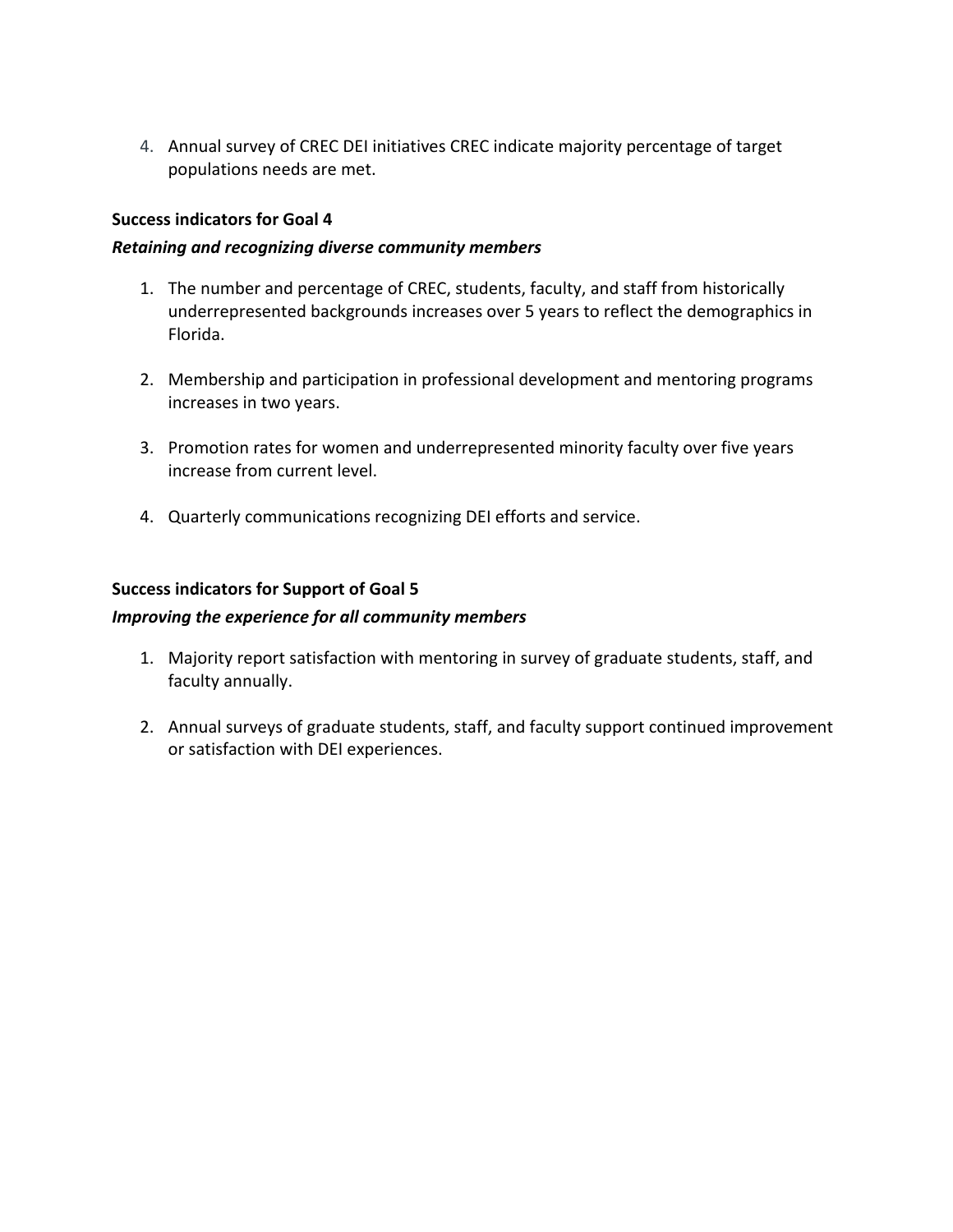4. Annual survey of CREC DEI initiatives CREC indicate majority percentage of target populations needs are met.

**Success indicators for Goal 4**

***Retaining and recognizing diverse community members***

1. The number and percentage of CREC, students, faculty, and staff from historically underrepresented backgrounds increases over 5 years to reflect the demographics in Florida.

2. Membership and participation in professional development and mentoring programs increases in two years.

3. Promotion rates for women and underrepresented minority faculty over five years increase from current level.

4. Quarterly communications recognizing DEI efforts and service.

**Success indicators for Support of Goal 5**

***Improving the experience for all community members***

1. Majority report satisfaction with mentoring in survey of graduate students, staff, and faculty annually.

2. Annual surveys of graduate students, staff, and faculty support continued improvement or satisfaction with DEI experiences.